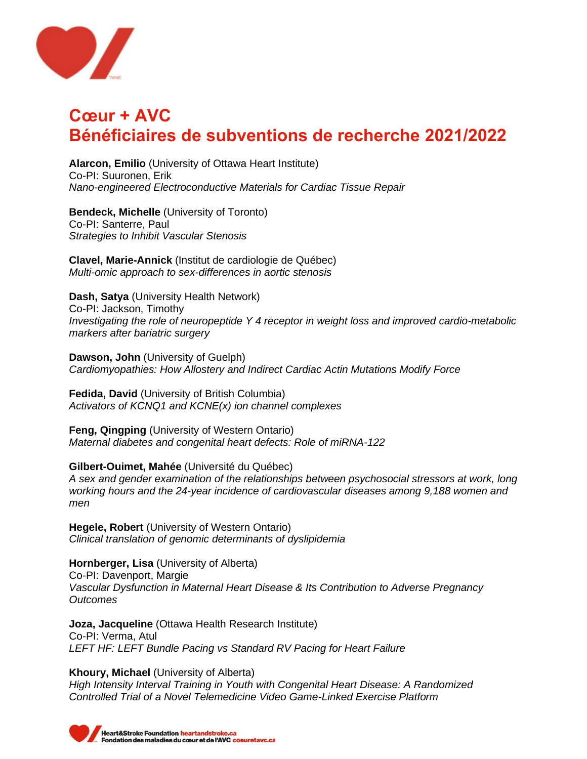# Cœur + AVC
# Bénéficiaires de subventions de recherche 2021/2022

**Alarcon, Emilio** (University of Ottawa Heart Institute)
Co-PI: Suuronen, Erik
*Nano-engineered Electroconductive Materials for Cardiac Tissue Repair*

**Bendeck, Michelle** (University of Toronto)
Co-PI: Santerre, Paul
*Strategies to Inhibit Vascular Stenosis*

**Clavel, Marie-Annick** (Institut de cardiologie de Québec)
*Multi-omic approach to sex-differences in aortic stenosis*

**Dash, Satya** (University Health Network)
Co-PI: Jackson, Timothy
*Investigating the role of neuropeptide Y 4 receptor in weight loss and improved cardio-metabolic markers after bariatric surgery*

**Dawson, John** (University of Guelph)
*Cardiomyopathies: How Allostery and Indirect Cardiac Actin Mutations Modify Force*

**Fedida, David** (University of British Columbia)
*Activators of KCNQ1 and KCNE(x) ion channel complexes*

**Feng, Qingping** (University of Western Ontario)
*Maternal diabetes and congenital heart defects: Role of miRNA-122*

**Gilbert-Ouimet, Mahée** (Université du Québec)
*A sex and gender examination of the relationships between psychosocial stressors at work, long working hours and the 24-year incidence of cardiovascular diseases among 9,188 women and men*

**Hegele, Robert** (University of Western Ontario)
*Clinical translation of genomic determinants of dyslipidemia*

**Hornberger, Lisa** (University of Alberta)
Co-PI: Davenport, Margie
*Vascular Dysfunction in Maternal Heart Disease & Its Contribution to Adverse Pregnancy Outcomes*

**Joza, Jacqueline** (Ottawa Health Research Institute)
Co-PI: Verma, Atul
*LEFT HF: LEFT Bundle Pacing vs Standard RV Pacing for Heart Failure*

**Khoury, Michael** (University of Alberta)
*High Intensity Interval Training in Youth with Congenital Heart Disease: A Randomized Controlled Trial of a Novel Telemedicine Video Game-Linked Exercise Platform*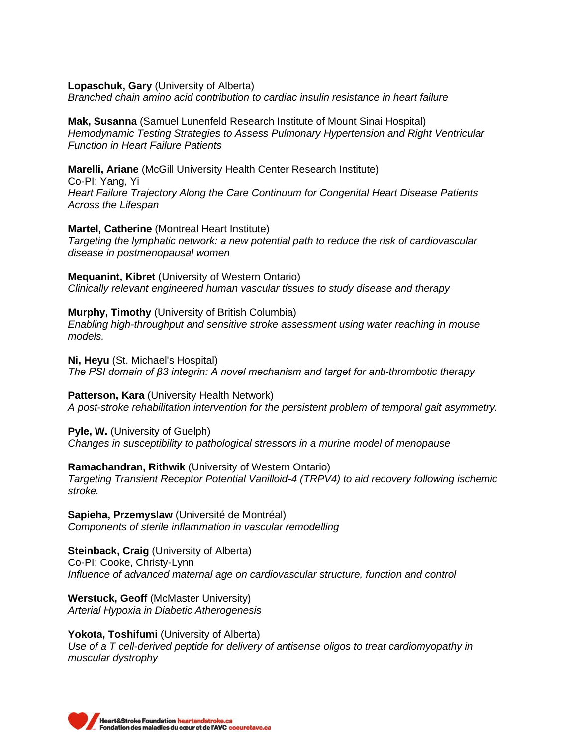**Lopaschuk, Gary** (University of Alberta)
*Branched chain amino acid contribution to cardiac insulin resistance in heart failure*

**Mak, Susanna** (Samuel Lunenfeld Research Institute of Mount Sinai Hospital)
*Hemodynamic Testing Strategies to Assess Pulmonary Hypertension and Right Ventricular Function in Heart Failure Patients*

**Marelli, Ariane** (McGill University Health Center Research Institute)
Co-PI: Yang, Yi
*Heart Failure Trajectory Along the Care Continuum for Congenital Heart Disease Patients Across the Lifespan*

**Martel, Catherine** (Montreal Heart Institute)
*Targeting the lymphatic network: a new potential path to reduce the risk of cardiovascular disease in postmenopausal women*

**Mequanint, Kibret** (University of Western Ontario)
*Clinically relevant engineered human vascular tissues to study disease and therapy*

**Murphy, Timothy** (University of British Columbia)
*Enabling high-throughput and sensitive stroke assessment using water reaching in mouse models.*

**Ni, Heyu** (St. Michael's Hospital)
*The PSI domain of β3 integrin: A novel mechanism and target for anti-thrombotic therapy*

**Patterson, Kara** (University Health Network)
*A post-stroke rehabilitation intervention for the persistent problem of temporal gait asymmetry.*

**Pyle, W.** (University of Guelph)
*Changes in susceptibility to pathological stressors in a murine model of menopause*

**Ramachandran, Rithwik** (University of Western Ontario)
*Targeting Transient Receptor Potential Vanilloid-4 (TRPV4) to aid recovery following ischemic stroke.*

**Sapieha, Przemyslaw** (Université de Montréal)
*Components of sterile inflammation in vascular remodelling*

**Steinback, Craig** (University of Alberta)
Co-PI: Cooke, Christy-Lynn
*Influence of advanced maternal age on cardiovascular structure, function and control*

**Werstuck, Geoff** (McMaster University)
*Arterial Hypoxia in Diabetic Atherogenesis*

**Yokota, Toshifumi** (University of Alberta)
*Use of a T cell-derived peptide for delivery of antisense oligos to treat cardiomyopathy in muscular dystrophy*